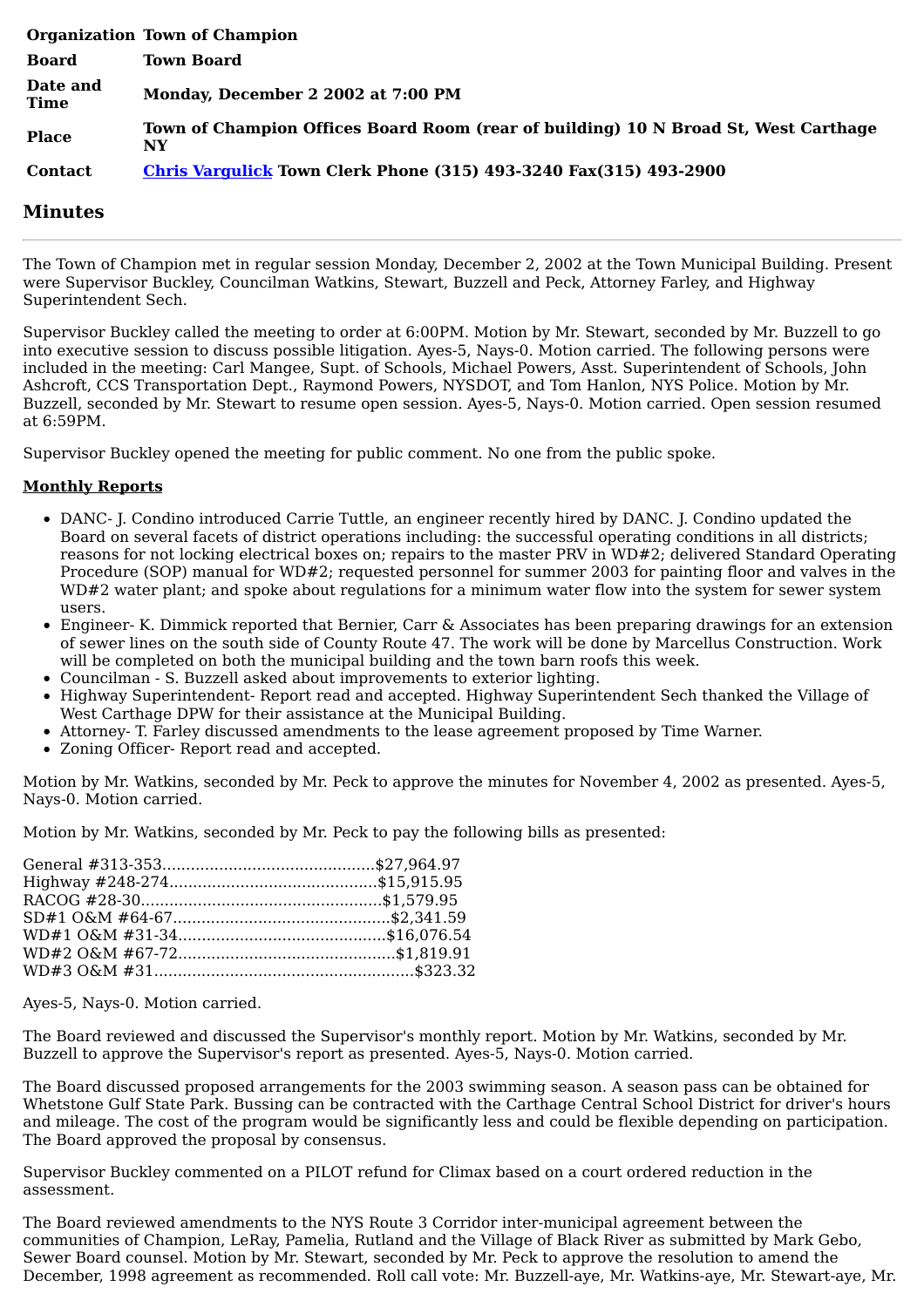| | |
|---|---|
| **Organization** | **Town of Champion** |
| **Board** | **Town Board** |
| **Date and Time** | **Monday, December 2 2002 at 7:00 PM** |
| **Place** | **Town of Champion Offices Board Room (rear of building) 10 N Broad St, West Carthage NY** |
| **Contact** | **Chris Vargulick Town Clerk Phone (315) 493-3240 Fax(315) 493-2900** |

## Minutes

---

The Town of Champion met in regular session Monday, December 2, 2002 at the Town Municipal Building. Present were Supervisor Buckley, Councilman Watkins, Stewart, Buzzell and Peck, Attorney Farley, and Highway Superintendent Sech.

Supervisor Buckley called the meeting to order at 6:00PM. Motion by Mr. Stewart, seconded by Mr. Buzzell to go into executive session to discuss possible litigation. Ayes-5, Nays-0. Motion carried. The following persons were included in the meeting: Carl Mangee, Supt. of Schools, Michael Powers, Asst. Superintendent of Schools, John Ashcroft, CCS Transportation Dept., Raymond Powers, NYSDOT, and Tom Hanlon, NYS Police. Motion by Mr. Buzzell, seconded by Mr. Stewart to resume open session. Ayes-5, Nays-0. Motion carried. Open session resumed at 6:59PM.

Supervisor Buckley opened the meeting for public comment. No one from the public spoke.

**Monthly Reports**

- DANC- J. Condino introduced Carrie Tuttle, an engineer recently hired by DANC. J. Condino updated the Board on several facets of district operations including: the successful operating conditions in all districts; reasons for not locking electrical boxes on; repairs to the master PRV in WD#2; delivered Standard Operating Procedure (SOP) manual for WD#2; requested personnel for summer 2003 for painting floor and valves in the WD#2 water plant; and spoke about regulations for a minimum water flow into the system for sewer system users.
- Engineer- K. Dimmick reported that Bernier, Carr & Associates has been preparing drawings for an extension of sewer lines on the south side of County Route 47. The work will be done by Marcellus Construction. Work will be completed on both the municipal building and the town barn roofs this week.
- Councilman - S. Buzzell asked about improvements to exterior lighting.
- Highway Superintendent- Report read and accepted. Highway Superintendent Sech thanked the Village of West Carthage DPW for their assistance at the Municipal Building.
- Attorney- T. Farley discussed amendments to the lease agreement proposed by Time Warner.
- Zoning Officer- Report read and accepted.

Motion by Mr. Watkins, seconded by Mr. Peck to approve the minutes for November 4, 2002 as presented. Ayes-5, Nays-0. Motion carried.

Motion by Mr. Watkins, seconded by Mr. Peck to pay the following bills as presented:

General #313-353............................................$27,964.97
Highway #248-274............................................$15,915.95
RACOG #28-30...................................................$1,579.95
SD#1 O&M #64-67..............................................$2,341.59
WD#1 O&M #31-34............................................$16,076.54
WD#2 O&M #67-72..............................................$1,819.91
WD#3 O&M #31.......................................................$323.32

Ayes-5, Nays-0. Motion carried.

The Board reviewed and discussed the Supervisor's monthly report. Motion by Mr. Watkins, seconded by Mr. Buzzell to approve the Supervisor's report as presented. Ayes-5, Nays-0. Motion carried.

The Board discussed proposed arrangements for the 2003 swimming season. A season pass can be obtained for Whetstone Gulf State Park. Bussing can be contracted with the Carthage Central School District for driver's hours and mileage. The cost of the program would be significantly less and could be flexible depending on participation. The Board approved the proposal by consensus.

Supervisor Buckley commented on a PILOT refund for Climax based on a court ordered reduction in the assessment.

The Board reviewed amendments to the NYS Route 3 Corridor inter-municipal agreement between the communities of Champion, LeRay, Pamelia, Rutland and the Village of Black River as submitted by Mark Gebo, Sewer Board counsel. Motion by Mr. Stewart, seconded by Mr. Peck to approve the resolution to amend the December, 1998 agreement as recommended. Roll call vote: Mr. Buzzell-aye, Mr. Watkins-aye, Mr. Stewart-aye, Mr.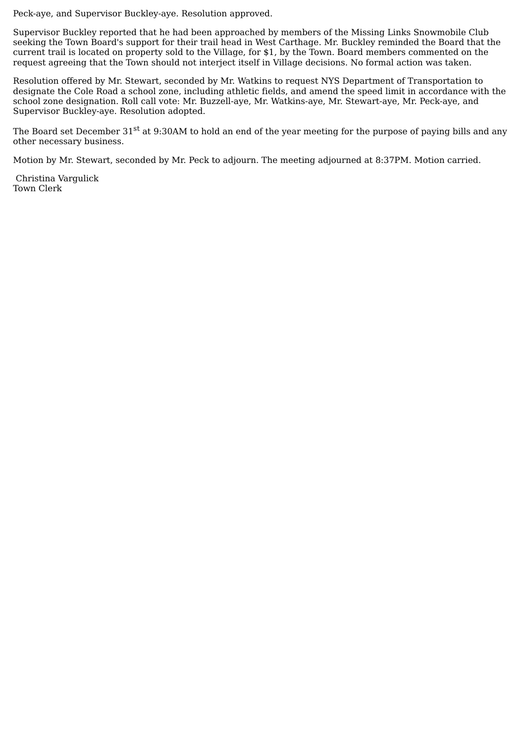Peck-aye, and Supervisor Buckley-aye. Resolution approved.

Supervisor Buckley reported that he had been approached by members of the Missing Links Snowmobile Club seeking the Town Board's support for their trail head in West Carthage. Mr. Buckley reminded the Board that the current trail is located on property sold to the Village, for $1, by the Town. Board members commented on the request agreeing that the Town should not interject itself in Village decisions. No formal action was taken.

Resolution offered by Mr. Stewart, seconded by Mr. Watkins to request NYS Department of Transportation to designate the Cole Road a school zone, including athletic fields, and amend the speed limit in accordance with the school zone designation. Roll call vote: Mr. Buzzell-aye, Mr. Watkins-aye, Mr. Stewart-aye, Mr. Peck-aye, and Supervisor Buckley-aye. Resolution adopted.

The Board set December 31st at 9:30AM to hold an end of the year meeting for the purpose of paying bills and any other necessary business.

Motion by Mr. Stewart, seconded by Mr. Peck to adjourn. The meeting adjourned at 8:37PM. Motion carried.

Christina Vargulick
Town Clerk